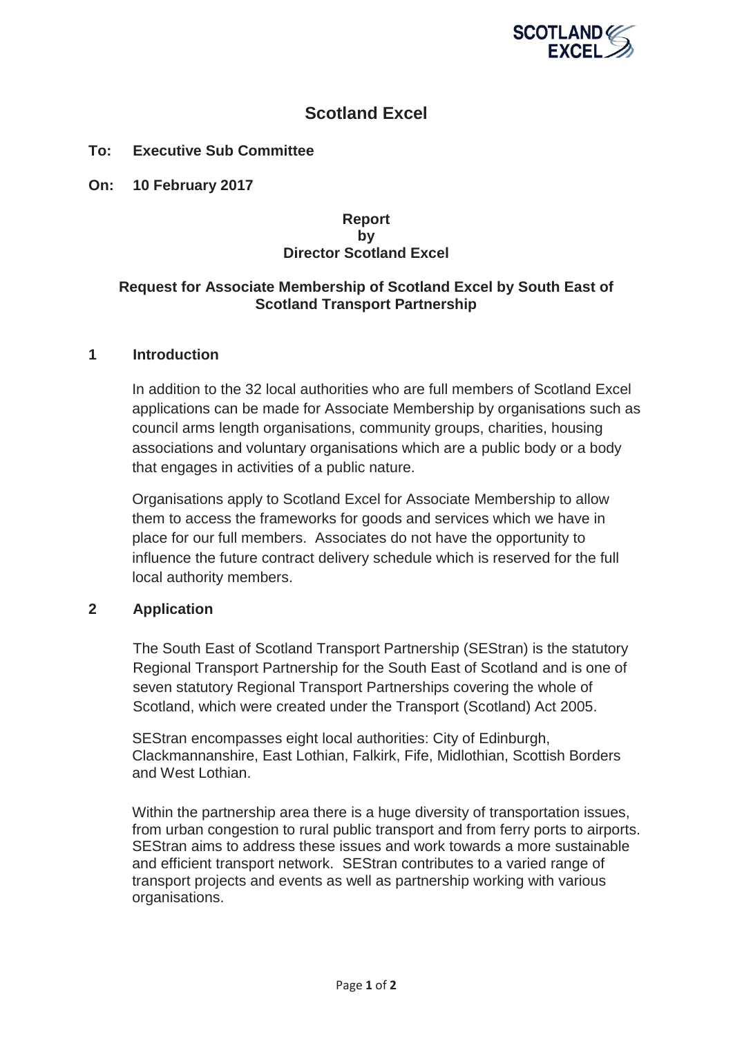# Scotland Excel

**To: Executive Sub Committee**

**On: 10 February 2017**

**Report**
**by**
**Director Scotland Excel**

**Request for Associate Membership of Scotland Excel by South East of Scotland Transport Partnership**

## 1 Introduction

In addition to the 32 local authorities who are full members of Scotland Excel applications can be made for Associate Membership by organisations such as council arms length organisations, community groups, charities, housing associations and voluntary organisations which are a public body or a body that engages in activities of a public nature.

Organisations apply to Scotland Excel for Associate Membership to allow them to access the frameworks for goods and services which we have in place for our full members. Associates do not have the opportunity to influence the future contract delivery schedule which is reserved for the full local authority members.

## 2 Application

The South East of Scotland Transport Partnership (SEStran) is the statutory Regional Transport Partnership for the South East of Scotland and is one of seven statutory Regional Transport Partnerships covering the whole of Scotland, which were created under the Transport (Scotland) Act 2005.

SEStran encompasses eight local authorities: City of Edinburgh, Clackmannanshire, East Lothian, Falkirk, Fife, Midlothian, Scottish Borders and West Lothian.

Within the partnership area there is a huge diversity of transportation issues, from urban congestion to rural public transport and from ferry ports to airports. SEStran aims to address these issues and work towards a more sustainable and efficient transport network. SEStran contributes to a varied range of transport projects and events as well as partnership working with various organisations.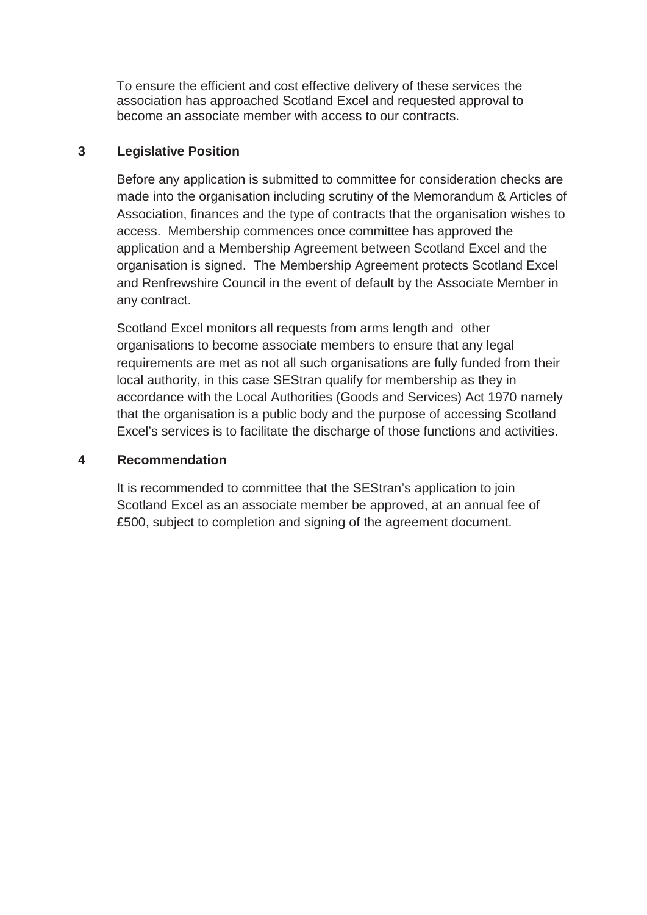To ensure the efficient and cost effective delivery of these services the association has approached Scotland Excel and requested approval to become an associate member with access to our contracts.

## 3 Legislative Position

Before any application is submitted to committee for consideration checks are made into the organisation including scrutiny of the Memorandum & Articles of Association, finances and the type of contracts that the organisation wishes to access. Membership commences once committee has approved the application and a Membership Agreement between Scotland Excel and the organisation is signed. The Membership Agreement protects Scotland Excel and Renfrewshire Council in the event of default by the Associate Member in any contract.

Scotland Excel monitors all requests from arms length and other organisations to become associate members to ensure that any legal requirements are met as not all such organisations are fully funded from their local authority, in this case SEStran qualify for membership as they in accordance with the Local Authorities (Goods and Services) Act 1970 namely that the organisation is a public body and the purpose of accessing Scotland Excel's services is to facilitate the discharge of those functions and activities.

## 4 Recommendation

It is recommended to committee that the SEStran's application to join Scotland Excel as an associate member be approved, at an annual fee of £500, subject to completion and signing of the agreement document.